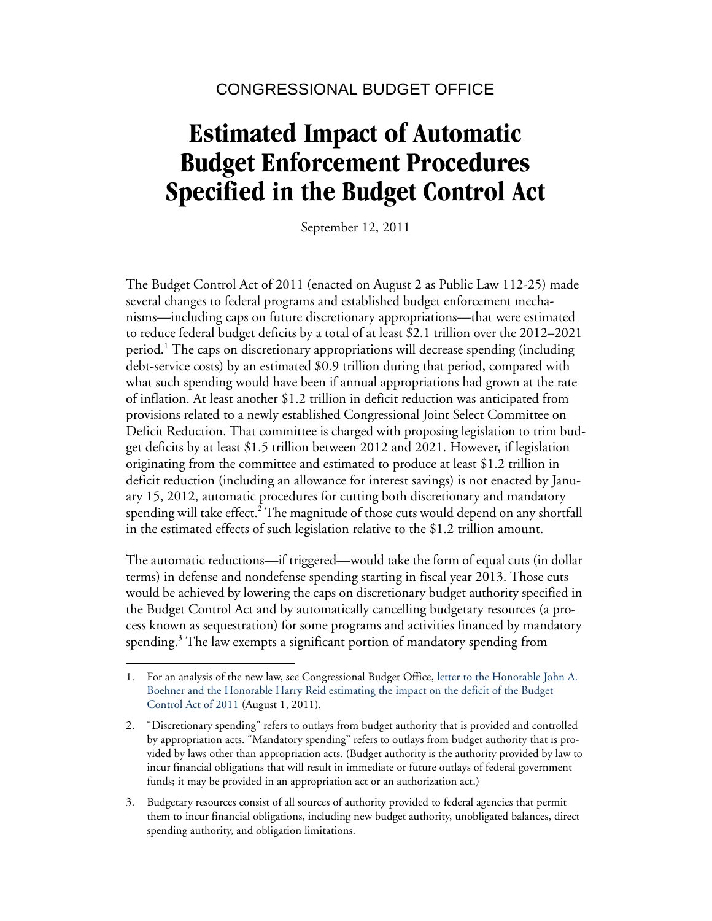CONGRESSIONAL BUDGET OFFICE

# Estimated Impact of Automatic Budget Enforcement Procedures Specified in the Budget Control Act

September 12, 2011

The Budget Control Act of 2011 (enacted on August 2 as Public Law 112-25) made several changes to federal programs and established budget enforcement mechanisms—including caps on future discretionary appropriations—that were estimated to reduce federal budget deficits by a total of at least $2.1 trillion over the 2012–2021 period.[1] The caps on discretionary appropriations will decrease spending (including debt-service costs) by an estimated $0.9 trillion during that period, compared with what such spending would have been if annual appropriations had grown at the rate of inflation. At least another $1.2 trillion in deficit reduction was anticipated from provisions related to a newly established Congressional Joint Select Committee on Deficit Reduction. That committee is charged with proposing legislation to trim budget deficits by at least $1.5 trillion between 2012 and 2021. However, if legislation originating from the committee and estimated to produce at least $1.2 trillion in deficit reduction (including an allowance for interest savings) is not enacted by January 15, 2012, automatic procedures for cutting both discretionary and mandatory spending will take effect.[2] The magnitude of those cuts would depend on any shortfall in the estimated effects of such legislation relative to the $1.2 trillion amount.

The automatic reductions—if triggered—would take the form of equal cuts (in dollar terms) in defense and nondefense spending starting in fiscal year 2013. Those cuts would be achieved by lowering the caps on discretionary budget authority specified in the Budget Control Act and by automatically cancelling budgetary resources (a process known as sequestration) for some programs and activities financed by mandatory spending.[3] The law exempts a significant portion of mandatory spending from

---

1. For an analysis of the new law, see Congressional Budget Office, letter to the Honorable John A. Boehner and the Honorable Harry Reid estimating the impact on the deficit of the Budget Control Act of 2011 (August 1, 2011).

2. "Discretionary spending" refers to outlays from budget authority that is provided and controlled by appropriation acts. "Mandatory spending" refers to outlays from budget authority that is provided by laws other than appropriation acts. (Budget authority is the authority provided by law to incur financial obligations that will result in immediate or future outlays of federal government funds; it may be provided in an appropriation act or an authorization act.)

3. Budgetary resources consist of all sources of authority provided to federal agencies that permit them to incur financial obligations, including new budget authority, unobligated balances, direct spending authority, and obligation limitations.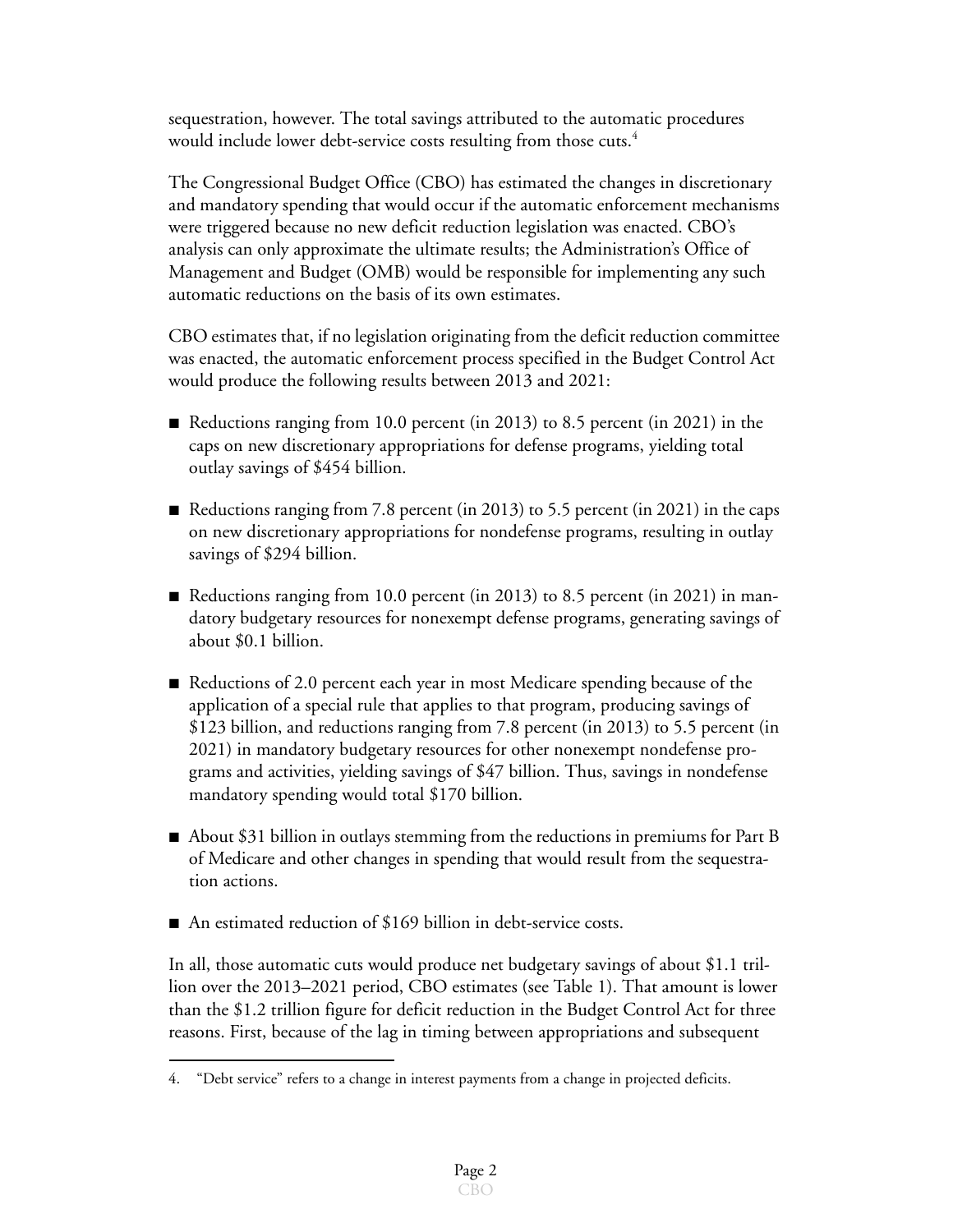sequestration, however. The total savings attributed to the automatic procedures would include lower debt-service costs resulting from those cuts.[4]

The Congressional Budget Office (CBO) has estimated the changes in discretionary and mandatory spending that would occur if the automatic enforcement mechanisms were triggered because no new deficit reduction legislation was enacted. CBO's analysis can only approximate the ultimate results; the Administration's Office of Management and Budget (OMB) would be responsible for implementing any such automatic reductions on the basis of its own estimates.

CBO estimates that, if no legislation originating from the deficit reduction committee was enacted, the automatic enforcement process specified in the Budget Control Act would produce the following results between 2013 and 2021:

- Reductions ranging from 10.0 percent (in 2013) to 8.5 percent (in 2021) in the caps on new discretionary appropriations for defense programs, yielding total outlay savings of $454 billion.
- Reductions ranging from 7.8 percent (in 2013) to 5.5 percent (in 2021) in the caps on new discretionary appropriations for nondefense programs, resulting in outlay savings of $294 billion.
- Reductions ranging from 10.0 percent (in 2013) to 8.5 percent (in 2021) in mandatory budgetary resources for nonexempt defense programs, generating savings of about $0.1 billion.
- Reductions of 2.0 percent each year in most Medicare spending because of the application of a special rule that applies to that program, producing savings of $123 billion, and reductions ranging from 7.8 percent (in 2013) to 5.5 percent (in 2021) in mandatory budgetary resources for other nonexempt nondefense programs and activities, yielding savings of $47 billion. Thus, savings in nondefense mandatory spending would total $170 billion.
- About $31 billion in outlays stemming from the reductions in premiums for Part B of Medicare and other changes in spending that would result from the sequestration actions.
- An estimated reduction of $169 billion in debt-service costs.

In all, those automatic cuts would produce net budgetary savings of about $1.1 trillion over the 2013–2021 period, CBO estimates (see Table 1). That amount is lower than the $1.2 trillion figure for deficit reduction in the Budget Control Act for three reasons. First, because of the lag in timing between appropriations and subsequent

---

4. "Debt service" refers to a change in interest payments from a change in projected deficits.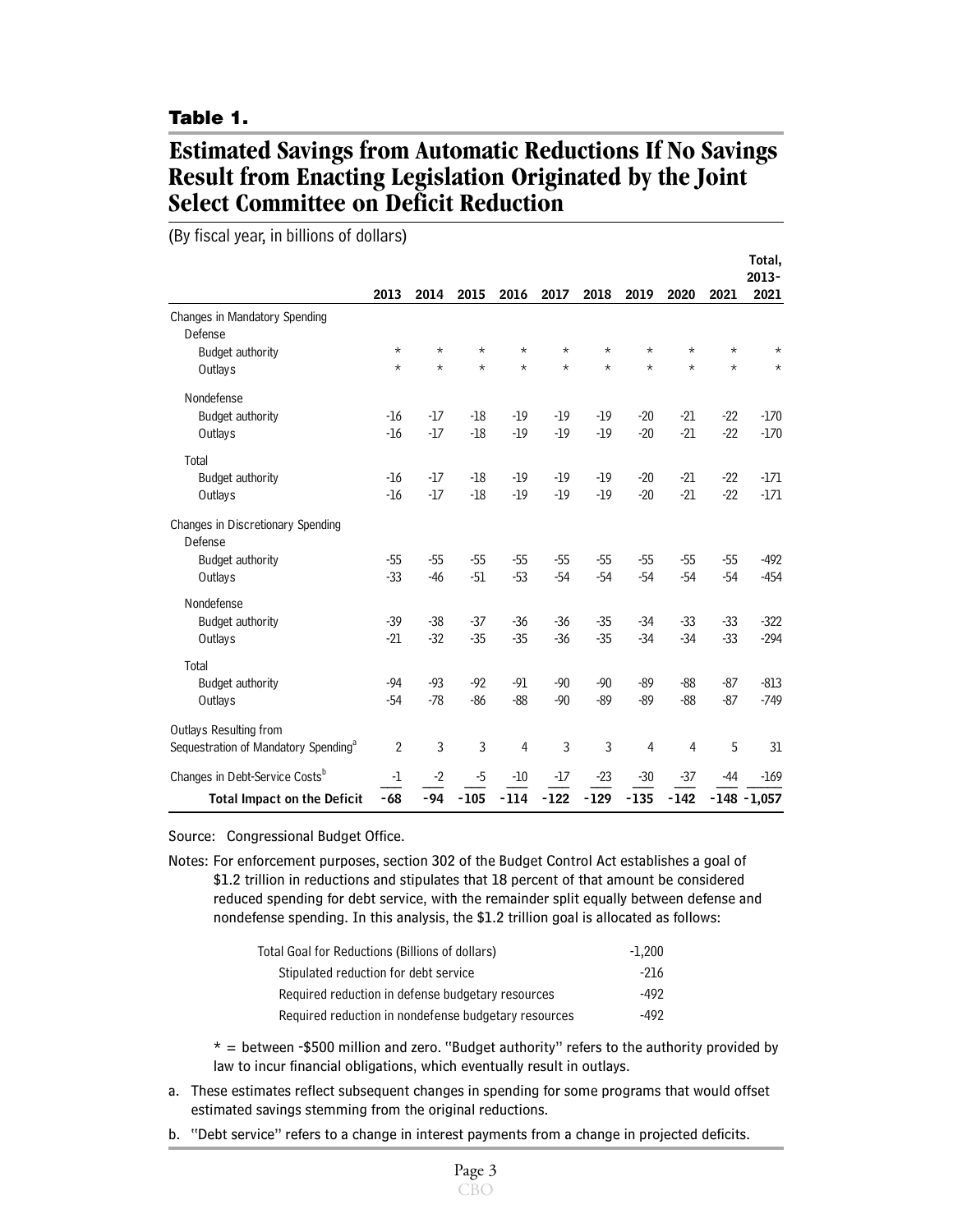**Table 1.**

# Estimated Savings from Automatic Reductions If No Savings Result from Enacting Legislation Originated by the Joint Select Committee on Deficit Reduction

(By fiscal year, in billions of dollars)

| | 2013 | 2014 | 2015 | 2016 | 2017 | 2018 | 2019 | 2020 | 2021 | Total, 2013-2021 |
|---|---|---|---|---|---|---|---|---|---|---|
| Changes in Mandatory Spending | | | | | | | | | | |
| Defense | | | | | | | | | | |
| Budget authority | * | * | * | * | * | * | * | * | * | * |
| Outlays | * | * | * | * | * | * | * | * | * | * |
| Nondefense | | | | | | | | | | |
| Budget authority | -16 | -17 | -18 | -19 | -19 | -19 | -20 | -21 | -22 | -170 |
| Outlays | -16 | -17 | -18 | -19 | -19 | -19 | -20 | -21 | -22 | -170 |
| Total | | | | | | | | | | |
| Budget authority | -16 | -17 | -18 | -19 | -19 | -19 | -20 | -21 | -22 | -171 |
| Outlays | -16 | -17 | -18 | -19 | -19 | -19 | -20 | -21 | -22 | -171 |
| Changes in Discretionary Spending | | | | | | | | | | |
| Defense | | | | | | | | | | |
| Budget authority | -55 | -55 | -55 | -55 | -55 | -55 | -55 | -55 | -55 | -492 |
| Outlays | -33 | -46 | -51 | -53 | -54 | -54 | -54 | -54 | -54 | -454 |
| Nondefense | | | | | | | | | | |
| Budget authority | -39 | -38 | -37 | -36 | -36 | -35 | -34 | -33 | -33 | -322 |
| Outlays | -21 | -32 | -35 | -35 | -36 | -35 | -34 | -34 | -33 | -294 |
| Total | | | | | | | | | | |
| Budget authority | -94 | -93 | -92 | -91 | -90 | -90 | -89 | -88 | -87 | -813 |
| Outlays | -54 | -78 | -86 | -88 | -90 | -89 | -89 | -88 | -87 | -749 |
| Outlays Resulting from Sequestration of Mandatory Spending[a] | 2 | 3 | 3 | 4 | 3 | 3 | 4 | 4 | 5 | 31 |
| Changes in Debt-Service Costs[b] | -1 | -2 | -5 | -10 | -17 | -23 | -30 | -37 | -44 | -169 |
| **Total Impact on the Deficit** | **-68** | **-94** | **-105** | **-114** | **-122** | **-129** | **-135** | **-142** | **-148** | **-1,057** |

Source: Congressional Budget Office.

Notes: For enforcement purposes, section 302 of the Budget Control Act establishes a goal of $1.2 trillion in reductions and stipulates that 18 percent of that amount be considered reduced spending for debt service, with the remainder split equally between defense and nondefense spending. In this analysis, the $1.2 trillion goal is allocated as follows:

| | |
|---|---|
| Total Goal for Reductions (Billions of dollars) | -1,200 |
| Stipulated reduction for debt service | -216 |
| Required reduction in defense budgetary resources | -492 |
| Required reduction in nondefense budgetary resources | -492 |

* = between -$500 million and zero. "Budget authority" refers to the authority provided by law to incur financial obligations, which eventually result in outlays.

a. These estimates reflect subsequent changes in spending for some programs that would offset estimated savings stemming from the original reductions.

b. "Debt service" refers to a change in interest payments from a change in projected deficits.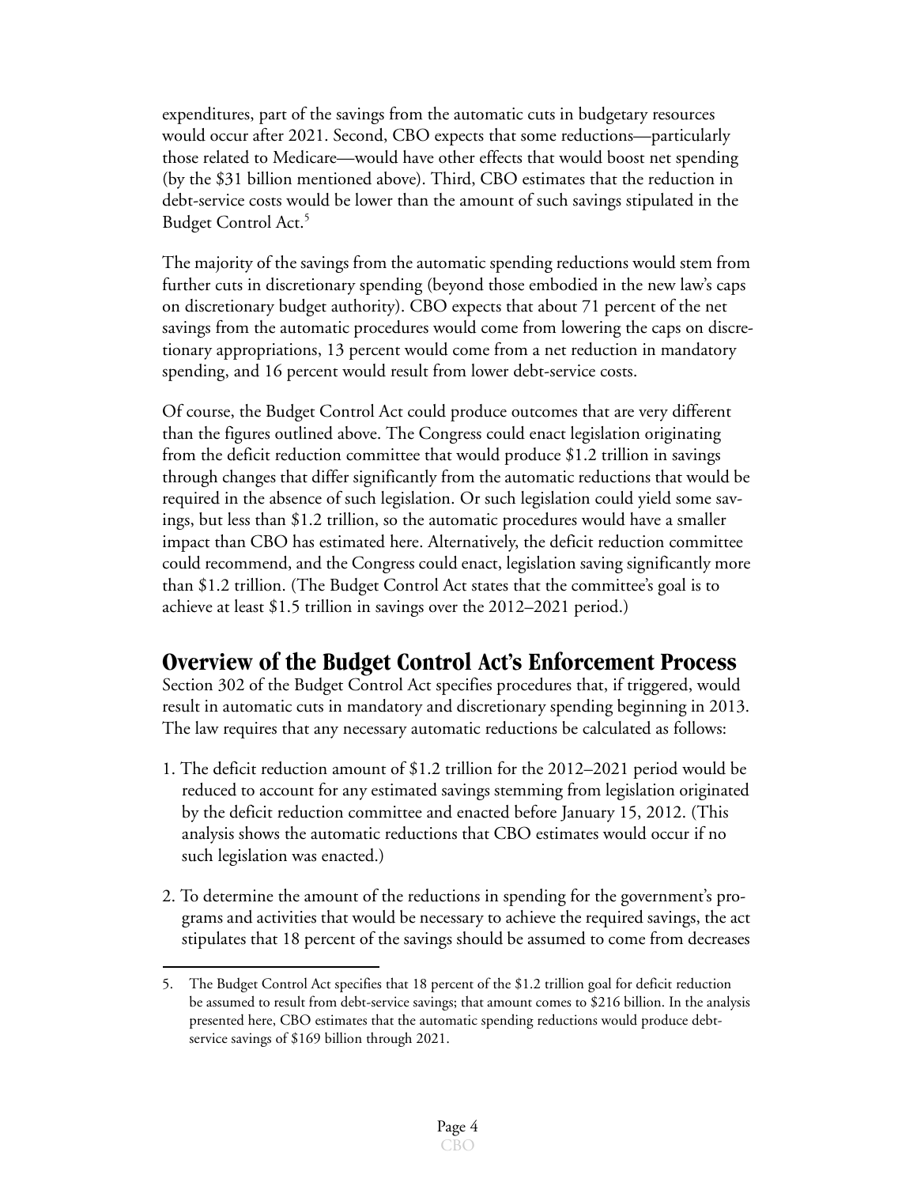expenditures, part of the savings from the automatic cuts in budgetary resources would occur after 2021. Second, CBO expects that some reductions—particularly those related to Medicare—would have other effects that would boost net spending (by the $31 billion mentioned above). Third, CBO estimates that the reduction in debt-service costs would be lower than the amount of such savings stipulated in the Budget Control Act.[5]

The majority of the savings from the automatic spending reductions would stem from further cuts in discretionary spending (beyond those embodied in the new law's caps on discretionary budget authority). CBO expects that about 71 percent of the net savings from the automatic procedures would come from lowering the caps on discretionary appropriations, 13 percent would come from a net reduction in mandatory spending, and 16 percent would result from lower debt-service costs.

Of course, the Budget Control Act could produce outcomes that are very different than the figures outlined above. The Congress could enact legislation originating from the deficit reduction committee that would produce $1.2 trillion in savings through changes that differ significantly from the automatic reductions that would be required in the absence of such legislation. Or such legislation could yield some savings, but less than $1.2 trillion, so the automatic procedures would have a smaller impact than CBO has estimated here. Alternatively, the deficit reduction committee could recommend, and the Congress could enact, legislation saving significantly more than $1.2 trillion. (The Budget Control Act states that the committee's goal is to achieve at least $1.5 trillion in savings over the 2012–2021 period.)

## Overview of the Budget Control Act's Enforcement Process

Section 302 of the Budget Control Act specifies procedures that, if triggered, would result in automatic cuts in mandatory and discretionary spending beginning in 2013. The law requires that any necessary automatic reductions be calculated as follows:

1. The deficit reduction amount of $1.2 trillion for the 2012–2021 period would be reduced to account for any estimated savings stemming from legislation originated by the deficit reduction committee and enacted before January 15, 2012. (This analysis shows the automatic reductions that CBO estimates would occur if no such legislation was enacted.)

2. To determine the amount of the reductions in spending for the government's programs and activities that would be necessary to achieve the required savings, the act stipulates that 18 percent of the savings should be assumed to come from decreases

---

5. The Budget Control Act specifies that 18 percent of the $1.2 trillion goal for deficit reduction be assumed to result from debt-service savings; that amount comes to $216 billion. In the analysis presented here, CBO estimates that the automatic spending reductions would produce debt-service savings of $169 billion through 2021.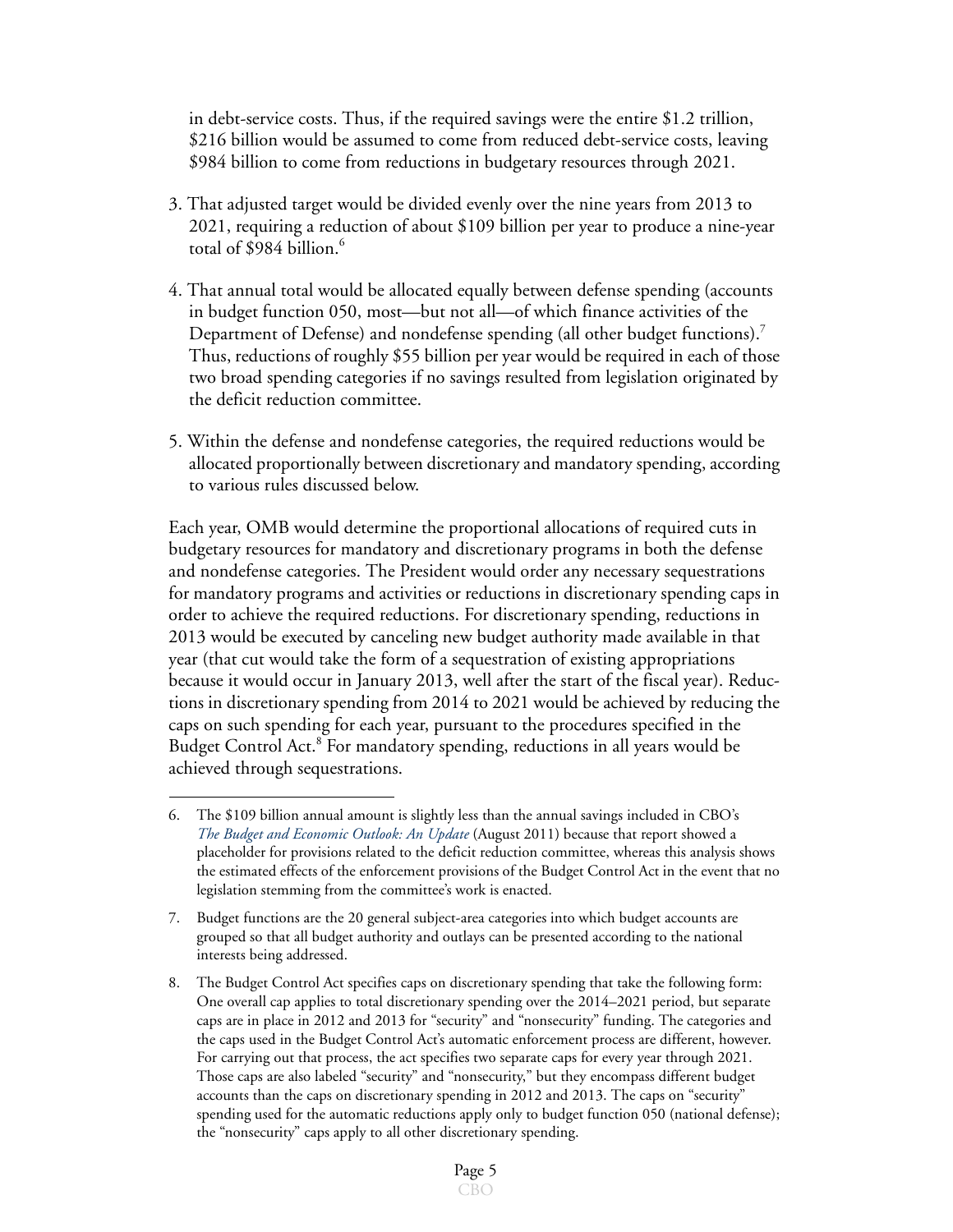in debt-service costs. Thus, if the required savings were the entire $1.2 trillion, $216 billion would be assumed to come from reduced debt-service costs, leaving $984 billion to come from reductions in budgetary resources through 2021.

3. That adjusted target would be divided evenly over the nine years from 2013 to 2021, requiring a reduction of about $109 billion per year to produce a nine-year total of $984 billion.[6]

4. That annual total would be allocated equally between defense spending (accounts in budget function 050, most—but not all—of which finance activities of the Department of Defense) and nondefense spending (all other budget functions).[7] Thus, reductions of roughly $55 billion per year would be required in each of those two broad spending categories if no savings resulted from legislation originated by the deficit reduction committee.

5. Within the defense and nondefense categories, the required reductions would be allocated proportionally between discretionary and mandatory spending, according to various rules discussed below.

Each year, OMB would determine the proportional allocations of required cuts in budgetary resources for mandatory and discretionary programs in both the defense and nondefense categories. The President would order any necessary sequestrations for mandatory programs and activities or reductions in discretionary spending caps in order to achieve the required reductions. For discretionary spending, reductions in 2013 would be executed by canceling new budget authority made available in that year (that cut would take the form of a sequestration of existing appropriations because it would occur in January 2013, well after the start of the fiscal year). Reductions in discretionary spending from 2014 to 2021 would be achieved by reducing the caps on such spending for each year, pursuant to the procedures specified in the Budget Control Act.[8] For mandatory spending, reductions in all years would be achieved through sequestrations.

---

6. The $109 billion annual amount is slightly less than the annual savings included in CBO's *The Budget and Economic Outlook: An Update* (August 2011) because that report showed a placeholder for provisions related to the deficit reduction committee, whereas this analysis shows the estimated effects of the enforcement provisions of the Budget Control Act in the event that no legislation stemming from the committee's work is enacted.

7. Budget functions are the 20 general subject-area categories into which budget accounts are grouped so that all budget authority and outlays can be presented according to the national interests being addressed.

8. The Budget Control Act specifies caps on discretionary spending that take the following form: One overall cap applies to total discretionary spending over the 2014–2021 period, but separate caps are in place in 2012 and 2013 for "security" and "nonsecurity" funding. The categories and the caps used in the Budget Control Act's automatic enforcement process are different, however. For carrying out that process, the act specifies two separate caps for every year through 2021. Those caps are also labeled "security" and "nonsecurity," but they encompass different budget accounts than the caps on discretionary spending in 2012 and 2013. The caps on "security" spending used for the automatic reductions apply only to budget function 050 (national defense); the "nonsecurity" caps apply to all other discretionary spending.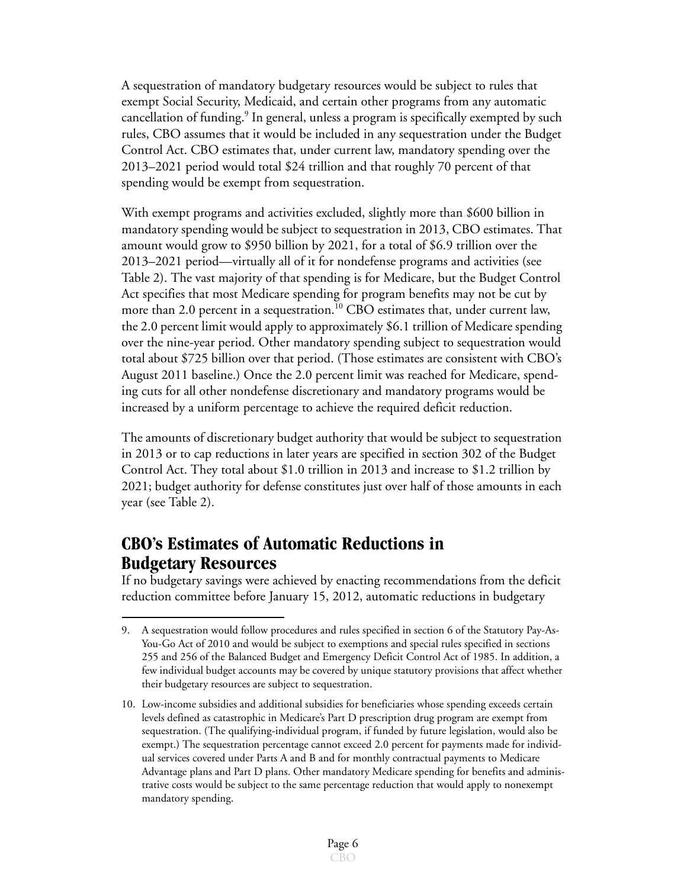A sequestration of mandatory budgetary resources would be subject to rules that exempt Social Security, Medicaid, and certain other programs from any automatic cancellation of funding.[9] In general, unless a program is specifically exempted by such rules, CBO assumes that it would be included in any sequestration under the Budget Control Act. CBO estimates that, under current law, mandatory spending over the 2013–2021 period would total $24 trillion and that roughly 70 percent of that spending would be exempt from sequestration.

With exempt programs and activities excluded, slightly more than $600 billion in mandatory spending would be subject to sequestration in 2013, CBO estimates. That amount would grow to $950 billion by 2021, for a total of $6.9 trillion over the 2013–2021 period—virtually all of it for nondefense programs and activities (see Table 2). The vast majority of that spending is for Medicare, but the Budget Control Act specifies that most Medicare spending for program benefits may not be cut by more than 2.0 percent in a sequestration.[10] CBO estimates that, under current law, the 2.0 percent limit would apply to approximately $6.1 trillion of Medicare spending over the nine-year period. Other mandatory spending subject to sequestration would total about $725 billion over that period. (Those estimates are consistent with CBO's August 2011 baseline.) Once the 2.0 percent limit was reached for Medicare, spending cuts for all other nondefense discretionary and mandatory programs would be increased by a uniform percentage to achieve the required deficit reduction.

The amounts of discretionary budget authority that would be subject to sequestration in 2013 or to cap reductions in later years are specified in section 302 of the Budget Control Act. They total about $1.0 trillion in 2013 and increase to $1.2 trillion by 2021; budget authority for defense constitutes just over half of those amounts in each year (see Table 2).

## CBO's Estimates of Automatic Reductions in Budgetary Resources

If no budgetary savings were achieved by enacting recommendations from the deficit reduction committee before January 15, 2012, automatic reductions in budgetary

---

9. A sequestration would follow procedures and rules specified in section 6 of the Statutory Pay-As-You-Go Act of 2010 and would be subject to exemptions and special rules specified in sections 255 and 256 of the Balanced Budget and Emergency Deficit Control Act of 1985. In addition, a few individual budget accounts may be covered by unique statutory provisions that affect whether their budgetary resources are subject to sequestration.

10. Low-income subsidies and additional subsidies for beneficiaries whose spending exceeds certain levels defined as catastrophic in Medicare's Part D prescription drug program are exempt from sequestration. (The qualifying-individual program, if funded by future legislation, would also be exempt.) The sequestration percentage cannot exceed 2.0 percent for payments made for individual services covered under Parts A and B and for monthly contractual payments to Medicare Advantage plans and Part D plans. Other mandatory Medicare spending for benefits and administrative costs would be subject to the same percentage reduction that would apply to nonexempt mandatory spending.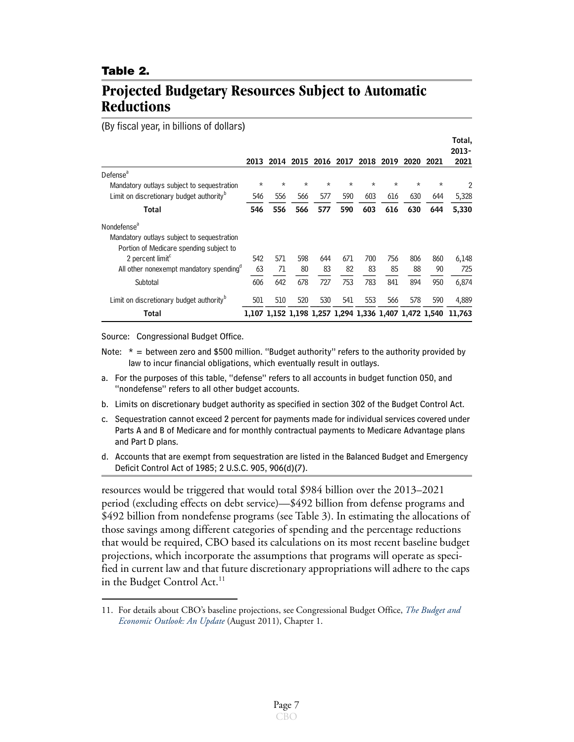## Table 2.

# Projected Budgetary Resources Subject to Automatic Reductions

(By fiscal year, in billions of dollars)

| | 2013 | 2014 | 2015 | 2016 | 2017 | 2018 | 2019 | 2020 | 2021 | Total, 2013-2021 |
|---|---|---|---|---|---|---|---|---|---|---|
| Defense[a] | | | | | | | | | | |
| Mandatory outlays subject to sequestration | * | * | * | * | * | * | * | * | * | 2 |
| Limit on discretionary budget authority[b] | 546 | 556 | 566 | 577 | 590 | 603 | 616 | 630 | 644 | 5,328 |
| **Total** | **546** | **556** | **566** | **577** | **590** | **603** | **616** | **630** | **644** | **5,330** |
| Nondefense[a] | | | | | | | | | | |
| Mandatory outlays subject to sequestration | | | | | | | | | | |
| Portion of Medicare spending subject to 2 percent limit[c] | 542 | 571 | 598 | 644 | 671 | 700 | 756 | 806 | 860 | 6,148 |
| All other nonexempt mandatory spending[d] | 63 | 71 | 80 | 83 | 82 | 83 | 85 | 88 | 90 | 725 |
| Subtotal | 606 | 642 | 678 | 727 | 753 | 783 | 841 | 894 | 950 | 6,874 |
| Limit on discretionary budget authority[b] | 501 | 510 | 520 | 530 | 541 | 553 | 566 | 578 | 590 | 4,889 |
| **Total** | **1,107** | **1,152** | **1,198** | **1,257** | **1,294** | **1,336** | **1,407** | **1,472** | **1,540** | **11,763** |

Source: Congressional Budget Office.

Note: * = between zero and $500 million. "Budget authority" refers to the authority provided by law to incur financial obligations, which eventually result in outlays.

a. For the purposes of this table, "defense" refers to all accounts in budget function 050, and "nondefense" refers to all other budget accounts.

b. Limits on discretionary budget authority as specified in section 302 of the Budget Control Act.

c. Sequestration cannot exceed 2 percent for payments made for individual services covered under Parts A and B of Medicare and for monthly contractual payments to Medicare Advantage plans and Part D plans.

d. Accounts that are exempt from sequestration are listed in the Balanced Budget and Emergency Deficit Control Act of 1985; 2 U.S.C. 905, 906(d)(7).

resources would be triggered that would total $984 billion over the 2013–2021 period (excluding effects on debt service)—$492 billion from defense programs and $492 billion from nondefense programs (see Table 3). In estimating the allocations of those savings among different categories of spending and the percentage reductions that would be required, CBO based its calculations on its most recent baseline budget projections, which incorporate the assumptions that programs will operate as specified in current law and that future discretionary appropriations will adhere to the caps in the Budget Control Act.[11]

11. For details about CBO's baseline projections, see Congressional Budget Office, *The Budget and Economic Outlook: An Update* (August 2011), Chapter 1.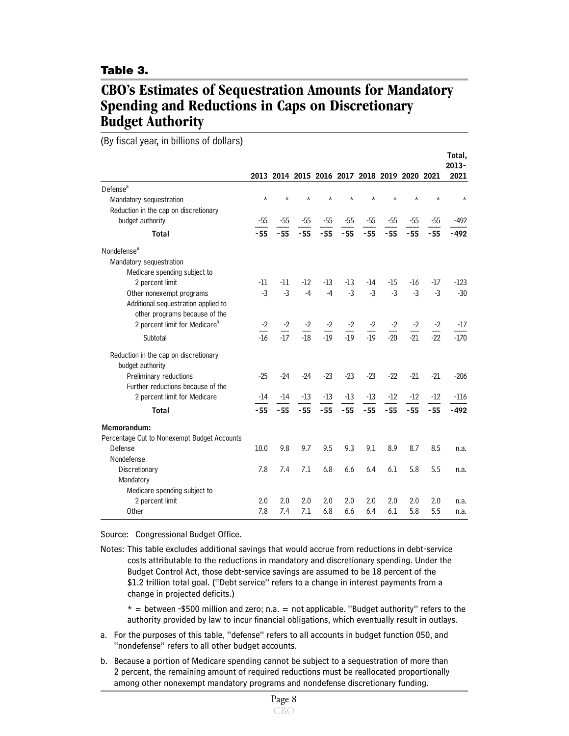**Table 3.**

## CBO's Estimates of Sequestration Amounts for Mandatory Spending and Reductions in Caps on Discretionary Budget Authority

(By fiscal year, in billions of dollars)

| | 2013 | 2014 | 2015 | 2016 | 2017 | 2018 | 2019 | 2020 | 2021 | Total, 2013-2021 |
|---|---|---|---|---|---|---|---|---|---|---|
| Defense[a] | | | | | | | | | | |
| Mandatory sequestration | * | * | * | * | * | * | * | * | * | * |
| Reduction in the cap on discretionary budget authority | -55 | -55 | -55 | -55 | -55 | -55 | -55 | -55 | -55 | -492 |
| **Total** | **-55** | **-55** | **-55** | **-55** | **-55** | **-55** | **-55** | **-55** | **-55** | **-492** |
| Nondefense[a] | | | | | | | | | | |
| Mandatory sequestration | | | | | | | | | | |
| Medicare spending subject to 2 percent limit | -11 | -11 | -12 | -13 | -13 | -14 | -15 | -16 | -17 | -123 |
| Other nonexempt programs | -3 | -3 | -4 | -4 | -3 | -3 | -3 | -3 | -3 | -30 |
| Additional sequestration applied to other programs because of the 2 percent limit for Medicare[b] | -2 | -2 | -2 | -2 | -2 | -2 | -2 | -2 | -2 | -17 |
| Subtotal | -16 | -17 | -18 | -19 | -19 | -19 | -20 | -21 | -22 | -170 |
| Reduction in the cap on discretionary budget authority | | | | | | | | | | |
| Preliminary reductions | -25 | -24 | -24 | -23 | -23 | -23 | -22 | -21 | -21 | -206 |
| Further reductions because of the 2 percent limit for Medicare | -14 | -14 | -13 | -13 | -13 | -13 | -12 | -12 | -12 | -116 |
| **Total** | **-55** | **-55** | **-55** | **-55** | **-55** | **-55** | **-55** | **-55** | **-55** | **-492** |
| **Memorandum:** | | | | | | | | | | |
| Percentage Cut to Nonexempt Budget Accounts | | | | | | | | | | |
| Defense | 10.0 | 9.8 | 9.7 | 9.5 | 9.3 | 9.1 | 8.9 | 8.7 | 8.5 | n.a. |
| Nondefense | | | | | | | | | | |
| Discretionary | 7.8 | 7.4 | 7.1 | 6.8 | 6.6 | 6.4 | 6.1 | 5.8 | 5.5 | n.a. |
| Mandatory | | | | | | | | | | |
| Medicare spending subject to 2 percent limit | 2.0 | 2.0 | 2.0 | 2.0 | 2.0 | 2.0 | 2.0 | 2.0 | 2.0 | n.a. |
| Other | 7.8 | 7.4 | 7.1 | 6.8 | 6.6 | 6.4 | 6.1 | 5.8 | 5.5 | n.a. |

Source: Congressional Budget Office.

Notes: This table excludes additional savings that would accrue from reductions in debt-service costs attributable to the reductions in mandatory and discretionary spending. Under the Budget Control Act, those debt-service savings are assumed to be 18 percent of the $1.2 trillion total goal. ("Debt service" refers to a change in interest payments from a change in projected deficits.)

\* = between -$500 million and zero; n.a. = not applicable. "Budget authority" refers to the authority provided by law to incur financial obligations, which eventually result in outlays.

a. For the purposes of this table, "defense" refers to all accounts in budget function 050, and "nondefense" refers to all other budget accounts.

b. Because a portion of Medicare spending cannot be subject to a sequestration of more than 2 percent, the remaining amount of required reductions must be reallocated proportionally among other nonexempt mandatory programs and nondefense discretionary funding.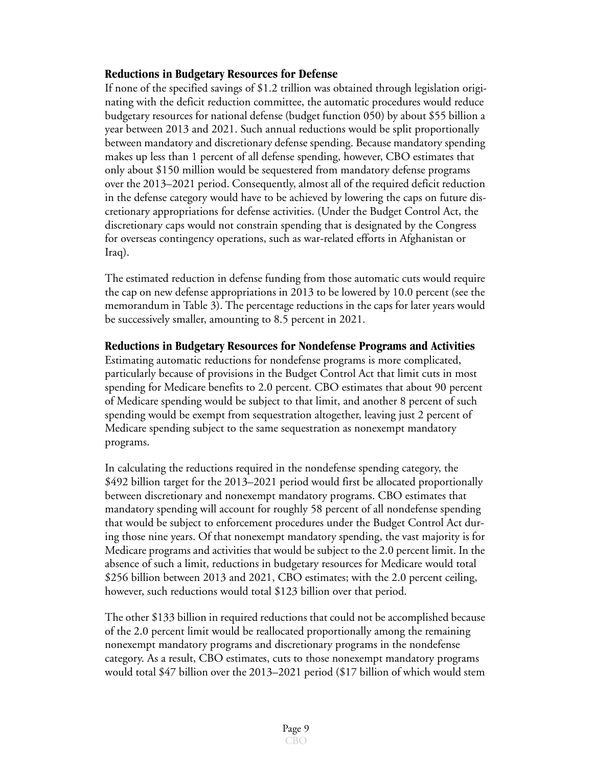## Reductions in Budgetary Resources for Defense

If none of the specified savings of $1.2 trillion was obtained through legislation originating with the deficit reduction committee, the automatic procedures would reduce budgetary resources for national defense (budget function 050) by about $55 billion a year between 2013 and 2021. Such annual reductions would be split proportionally between mandatory and discretionary defense spending. Because mandatory spending makes up less than 1 percent of all defense spending, however, CBO estimates that only about $150 million would be sequestered from mandatory defense programs over the 2013–2021 period. Consequently, almost all of the required deficit reduction in the defense category would have to be achieved by lowering the caps on future discretionary appropriations for defense activities. (Under the Budget Control Act, the discretionary caps would not constrain spending that is designated by the Congress for overseas contingency operations, such as war-related efforts in Afghanistan or Iraq).

The estimated reduction in defense funding from those automatic cuts would require the cap on new defense appropriations in 2013 to be lowered by 10.0 percent (see the memorandum in Table 3). The percentage reductions in the caps for later years would be successively smaller, amounting to 8.5 percent in 2021.

## Reductions in Budgetary Resources for Nondefense Programs and Activities

Estimating automatic reductions for nondefense programs is more complicated, particularly because of provisions in the Budget Control Act that limit cuts in most spending for Medicare benefits to 2.0 percent. CBO estimates that about 90 percent of Medicare spending would be subject to that limit, and another 8 percent of such spending would be exempt from sequestration altogether, leaving just 2 percent of Medicare spending subject to the same sequestration as nonexempt mandatory programs.

In calculating the reductions required in the nondefense spending category, the $492 billion target for the 2013–2021 period would first be allocated proportionally between discretionary and nonexempt mandatory programs. CBO estimates that mandatory spending will account for roughly 58 percent of all nondefense spending that would be subject to enforcement procedures under the Budget Control Act during those nine years. Of that nonexempt mandatory spending, the vast majority is for Medicare programs and activities that would be subject to the 2.0 percent limit. In the absence of such a limit, reductions in budgetary resources for Medicare would total $256 billion between 2013 and 2021, CBO estimates; with the 2.0 percent ceiling, however, such reductions would total $123 billion over that period.

The other $133 billion in required reductions that could not be accomplished because of the 2.0 percent limit would be reallocated proportionally among the remaining nonexempt mandatory programs and discretionary programs in the nondefense category. As a result, CBO estimates, cuts to those nonexempt mandatory programs would total $47 billion over the 2013–2021 period ($17 billion of which would stem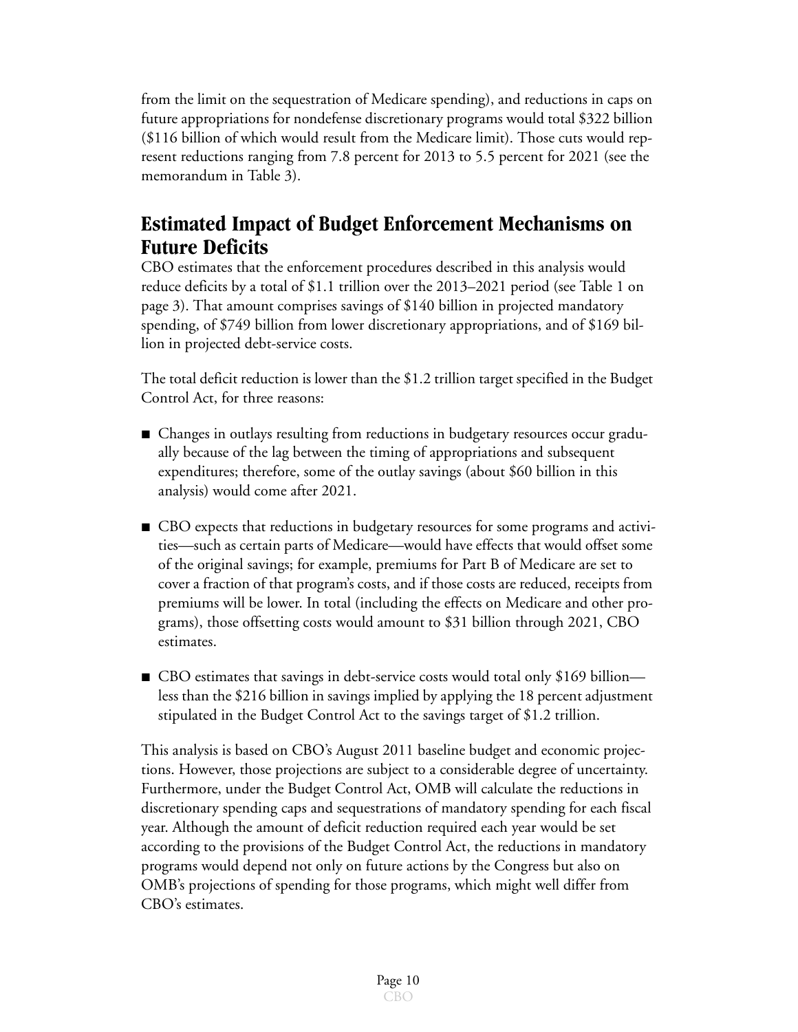from the limit on the sequestration of Medicare spending), and reductions in caps on future appropriations for nondefense discretionary programs would total $322 billion ($116 billion of which would result from the Medicare limit). Those cuts would represent reductions ranging from 7.8 percent for 2013 to 5.5 percent for 2021 (see the memorandum in Table 3).

## Estimated Impact of Budget Enforcement Mechanisms on Future Deficits

CBO estimates that the enforcement procedures described in this analysis would reduce deficits by a total of $1.1 trillion over the 2013–2021 period (see Table 1 on page 3). That amount comprises savings of $140 billion in projected mandatory spending, of $749 billion from lower discretionary appropriations, and of $169 billion in projected debt-service costs.

The total deficit reduction is lower than the $1.2 trillion target specified in the Budget Control Act, for three reasons:

- Changes in outlays resulting from reductions in budgetary resources occur gradually because of the lag between the timing of appropriations and subsequent expenditures; therefore, some of the outlay savings (about $60 billion in this analysis) would come after 2021.
- CBO expects that reductions in budgetary resources for some programs and activities—such as certain parts of Medicare—would have effects that would offset some of the original savings; for example, premiums for Part B of Medicare are set to cover a fraction of that program's costs, and if those costs are reduced, receipts from premiums will be lower. In total (including the effects on Medicare and other programs), those offsetting costs would amount to $31 billion through 2021, CBO estimates.
- CBO estimates that savings in debt-service costs would total only $169 billion—less than the $216 billion in savings implied by applying the 18 percent adjustment stipulated in the Budget Control Act to the savings target of $1.2 trillion.

This analysis is based on CBO's August 2011 baseline budget and economic projections. However, those projections are subject to a considerable degree of uncertainty. Furthermore, under the Budget Control Act, OMB will calculate the reductions in discretionary spending caps and sequestrations of mandatory spending for each fiscal year. Although the amount of deficit reduction required each year would be set according to the provisions of the Budget Control Act, the reductions in mandatory programs would depend not only on future actions by the Congress but also on OMB's projections of spending for those programs, which might well differ from CBO's estimates.